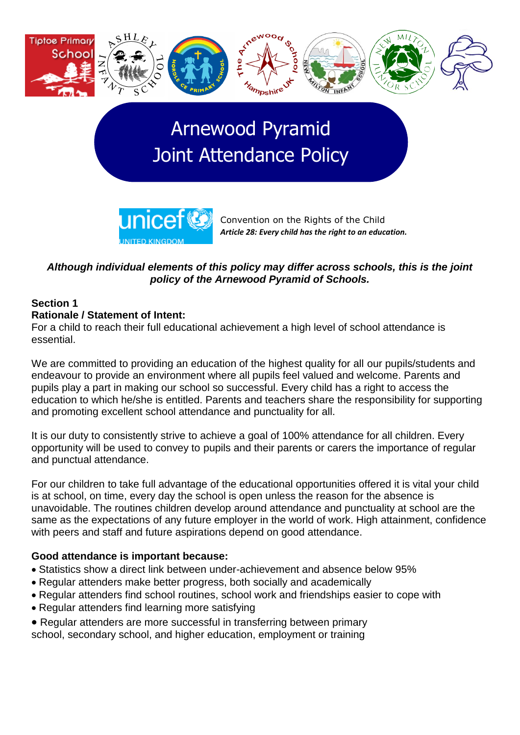# Arnewood Pyramid Joint Attendance Policy

Convention on the Rights of the Child
***Article 28: Every child has the right to an education.***

***Although individual elements of this policy may differ across schools, this is the joint policy of the Arnewood Pyramid of Schools.***

## Section 1

### Rationale / Statement of Intent:

For a child to reach their full educational achievement a high level of school attendance is essential.

We are committed to providing an education of the highest quality for all our pupils/students and endeavour to provide an environment where all pupils feel valued and welcome. Parents and pupils play a part in making our school so successful. Every child has a right to access the education to which he/she is entitled. Parents and teachers share the responsibility for supporting and promoting excellent school attendance and punctuality for all.

It is our duty to consistently strive to achieve a goal of 100% attendance for all children. Every opportunity will be used to convey to pupils and their parents or carers the importance of regular and punctual attendance.

For our children to take full advantage of the educational opportunities offered it is vital your child is at school, on time, every day the school is open unless the reason for the absence is unavoidable. The routines children develop around attendance and punctuality at school are the same as the expectations of any future employer in the world of work. High attainment, confidence with peers and staff and future aspirations depend on good attendance.

**Good attendance is important because:**

- Statistics show a direct link between under-achievement and absence below 95%
- Regular attenders make better progress, both socially and academically
- Regular attenders find school routines, school work and friendships easier to cope with
- Regular attenders find learning more satisfying
- Regular attenders are more successful in transferring between primary school, secondary school, and higher education, employment or training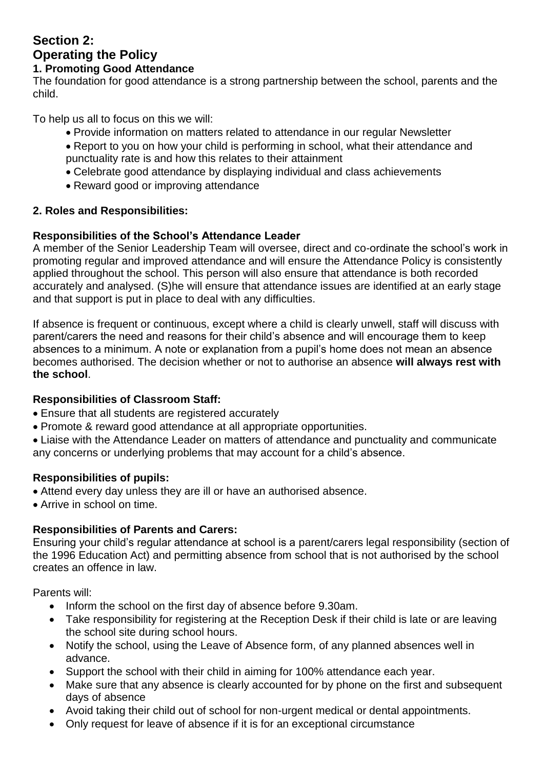## Section 2:
## Operating the Policy

### 1. Promoting Good Attendance

The foundation for good attendance is a strong partnership between the school, parents and the child.

To help us all to focus on this we will:

- Provide information on matters related to attendance in our regular Newsletter
- Report to you on how your child is performing in school, what their attendance and punctuality rate is and how this relates to their attainment
- Celebrate good attendance by displaying individual and class achievements
- Reward good or improving attendance

### 2. Roles and Responsibilities:

**Responsibilities of the School's Attendance Leader**

A member of the Senior Leadership Team will oversee, direct and co-ordinate the school's work in promoting regular and improved attendance and will ensure the Attendance Policy is consistently applied throughout the school. This person will also ensure that attendance is both recorded accurately and analysed. (S)he will ensure that attendance issues are identified at an early stage and that support is put in place to deal with any difficulties.

If absence is frequent or continuous, except where a child is clearly unwell, staff will discuss with parent/carers the need and reasons for their child's absence and will encourage them to keep absences to a minimum. A note or explanation from a pupil's home does not mean an absence becomes authorised. The decision whether or not to authorise an absence **will always rest with the school**.

**Responsibilities of Classroom Staff:**

- Ensure that all students are registered accurately
- Promote & reward good attendance at all appropriate opportunities.
- Liaise with the Attendance Leader on matters of attendance and punctuality and communicate any concerns or underlying problems that may account for a child's absence.

**Responsibilities of pupils:**

- Attend every day unless they are ill or have an authorised absence.
- Arrive in school on time.

**Responsibilities of Parents and Carers:**

Ensuring your child's regular attendance at school is a parent/carers legal responsibility (section of the 1996 Education Act) and permitting absence from school that is not authorised by the school creates an offence in law.

Parents will:

- Inform the school on the first day of absence before 9.30am.
- Take responsibility for registering at the Reception Desk if their child is late or are leaving the school site during school hours.
- Notify the school, using the Leave of Absence form, of any planned absences well in advance.
- Support the school with their child in aiming for 100% attendance each year.
- Make sure that any absence is clearly accounted for by phone on the first and subsequent days of absence
- Avoid taking their child out of school for non-urgent medical or dental appointments.
- Only request for leave of absence if it is for an exceptional circumstance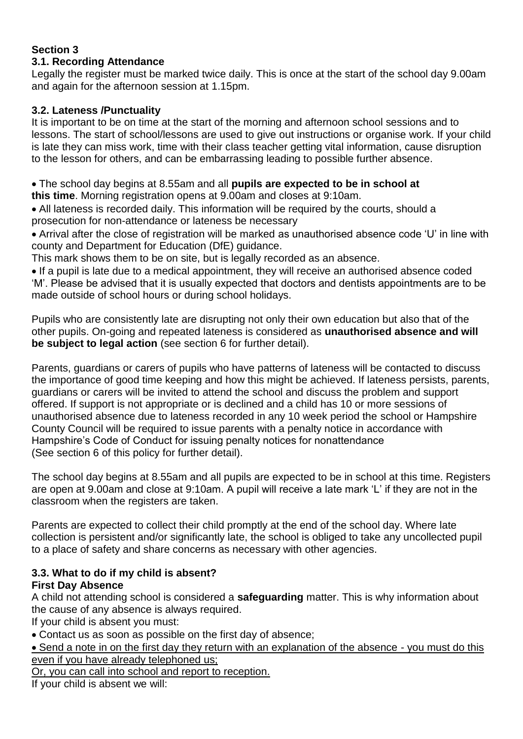## Section 3

### 3.1. Recording Attendance

Legally the register must be marked twice daily. This is once at the start of the school day 9.00am and again for the afternoon session at 1.15pm.

### 3.2. Lateness /Punctuality

It is important to be on time at the start of the morning and afternoon school sessions and to lessons. The start of school/lessons are used to give out instructions or organise work. If your child is late they can miss work, time with their class teacher getting vital information, cause disruption to the lesson for others, and can be embarrassing leading to possible further absence.

- The school day begins at 8.55am and all **pupils are expected to be in school at this time**. Morning registration opens at 9.00am and closes at 9:10am.
- All lateness is recorded daily. This information will be required by the courts, should a prosecution for non-attendance or lateness be necessary
- Arrival after the close of registration will be marked as unauthorised absence code 'U' in line with county and Department for Education (DfE) guidance.

This mark shows them to be on site, but is legally recorded as an absence.

- If a pupil is late due to a medical appointment, they will receive an authorised absence coded 'M'. Please be advised that it is usually expected that doctors and dentists appointments are to be made outside of school hours or during school holidays.

Pupils who are consistently late are disrupting not only their own education but also that of the other pupils. On-going and repeated lateness is considered as **unauthorised absence and will be subject to legal action** (see section 6 for further detail).

Parents, guardians or carers of pupils who have patterns of lateness will be contacted to discuss the importance of good time keeping and how this might be achieved. If lateness persists, parents, guardians or carers will be invited to attend the school and discuss the problem and support offered. If support is not appropriate or is declined and a child has 10 or more sessions of unauthorised absence due to lateness recorded in any 10 week period the school or Hampshire County Council will be required to issue parents with a penalty notice in accordance with Hampshire's Code of Conduct for issuing penalty notices for nonattendance
(See section 6 of this policy for further detail).

The school day begins at 8.55am and all pupils are expected to be in school at this time. Registers are open at 9.00am and close at 9:10am. A pupil will receive a late mark 'L' if they are not in the classroom when the registers are taken.

Parents are expected to collect their child promptly at the end of the school day. Where late collection is persistent and/or significantly late, the school is obliged to take any uncollected pupil to a place of safety and share concerns as necessary with other agencies.

### 3.3. What to do if my child is absent?

**First Day Absence**

A child not attending school is considered a **safeguarding** matter. This is why information about the cause of any absence is always required.

If your child is absent you must:

- Contact us as soon as possible on the first day of absence;
- Send a note in on the first day they return with an explanation of the absence - you must do this even if you have already telephoned us;

Or, you can call into school and report to reception.

If your child is absent we will: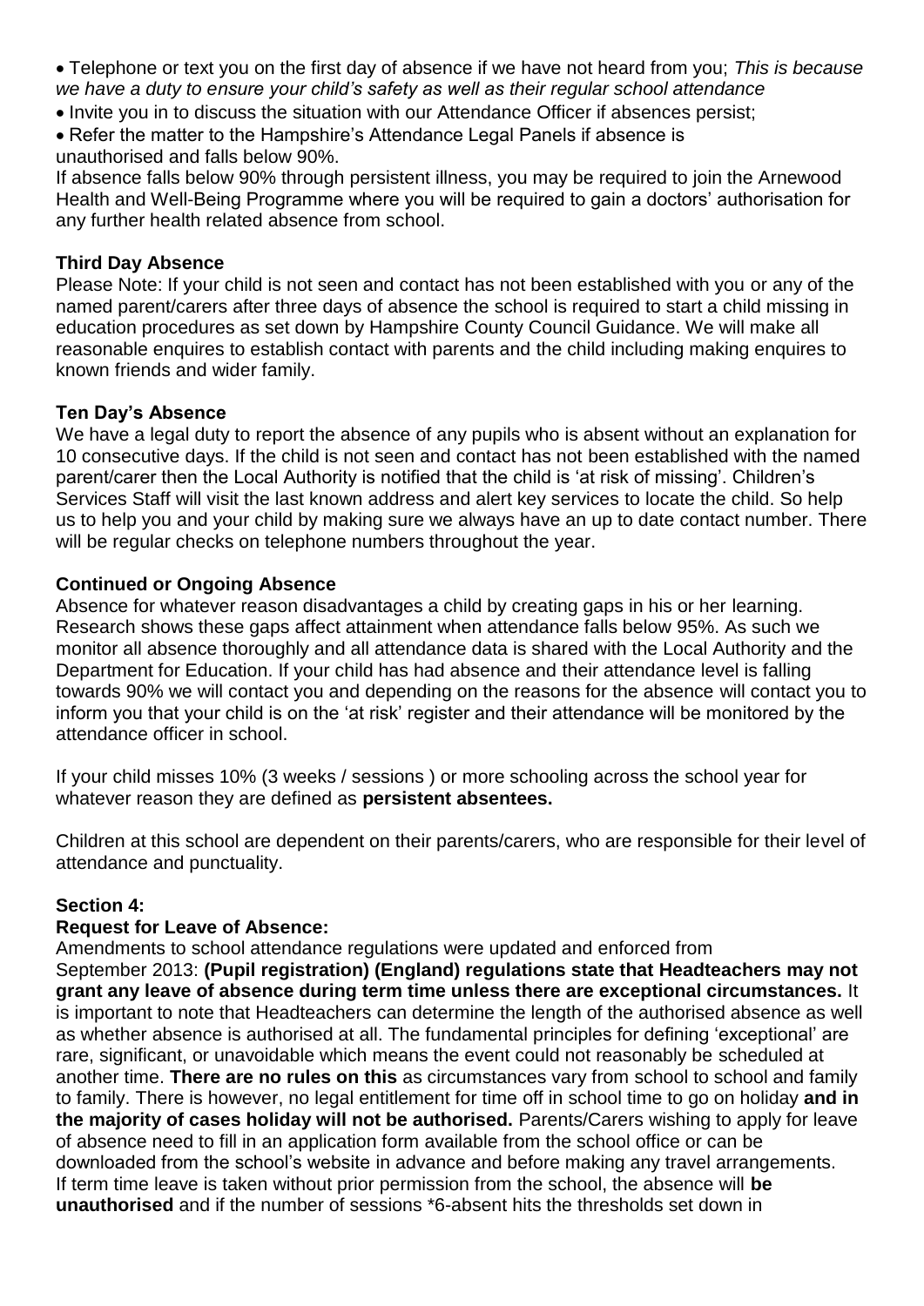- Telephone or text you on the first day of absence if we have not heard from you; *This is because we have a duty to ensure your child's safety as well as their regular school attendance*
- Invite you in to discuss the situation with our Attendance Officer if absences persist;
- Refer the matter to the Hampshire's Attendance Legal Panels if absence is unauthorised and falls below 90%.

If absence falls below 90% through persistent illness, you may be required to join the Arnewood Health and Well-Being Programme where you will be required to gain a doctors' authorisation for any further health related absence from school.

**Third Day Absence**

Please Note: If your child is not seen and contact has not been established with you or any of the named parent/carers after three days of absence the school is required to start a child missing in education procedures as set down by Hampshire County Council Guidance. We will make all reasonable enquires to establish contact with parents and the child including making enquires to known friends and wider family.

**Ten Day's Absence**

We have a legal duty to report the absence of any pupils who is absent without an explanation for 10 consecutive days. If the child is not seen and contact has not been established with the named parent/carer then the Local Authority is notified that the child is 'at risk of missing'. Children's Services Staff will visit the last known address and alert key services to locate the child. So help us to help you and your child by making sure we always have an up to date contact number. There will be regular checks on telephone numbers throughout the year.

**Continued or Ongoing Absence**

Absence for whatever reason disadvantages a child by creating gaps in his or her learning. Research shows these gaps affect attainment when attendance falls below 95%. As such we monitor all absence thoroughly and all attendance data is shared with the Local Authority and the Department for Education. If your child has had absence and their attendance level is falling towards 90% we will contact you and depending on the reasons for the absence will contact you to inform you that your child is on the 'at risk' register and their attendance will be monitored by the attendance officer in school.

If your child misses 10% (3 weeks / sessions ) or more schooling across the school year for whatever reason they are defined as **persistent absentees.**

Children at this school are dependent on their parents/carers, who are responsible for their level of attendance and punctuality.

**Section 4:**

**Request for Leave of Absence:**

Amendments to school attendance regulations were updated and enforced from September 2013: **(Pupil registration) (England) regulations state that Headteachers may not grant any leave of absence during term time unless there are exceptional circumstances.** It is important to note that Headteachers can determine the length of the authorised absence as well as whether absence is authorised at all. The fundamental principles for defining 'exceptional' are rare, significant, or unavoidable which means the event could not reasonably be scheduled at another time. **There are no rules on this** as circumstances vary from school to school and family to family. There is however, no legal entitlement for time off in school time to go on holiday **and in the majority of cases holiday will not be authorised.** Parents/Carers wishing to apply for leave of absence need to fill in an application form available from the school office or can be downloaded from the school's website in advance and before making any travel arrangements. If term time leave is taken without prior permission from the school, the absence will **be unauthorised** and if the number of sessions *6-absent hits the thresholds set down in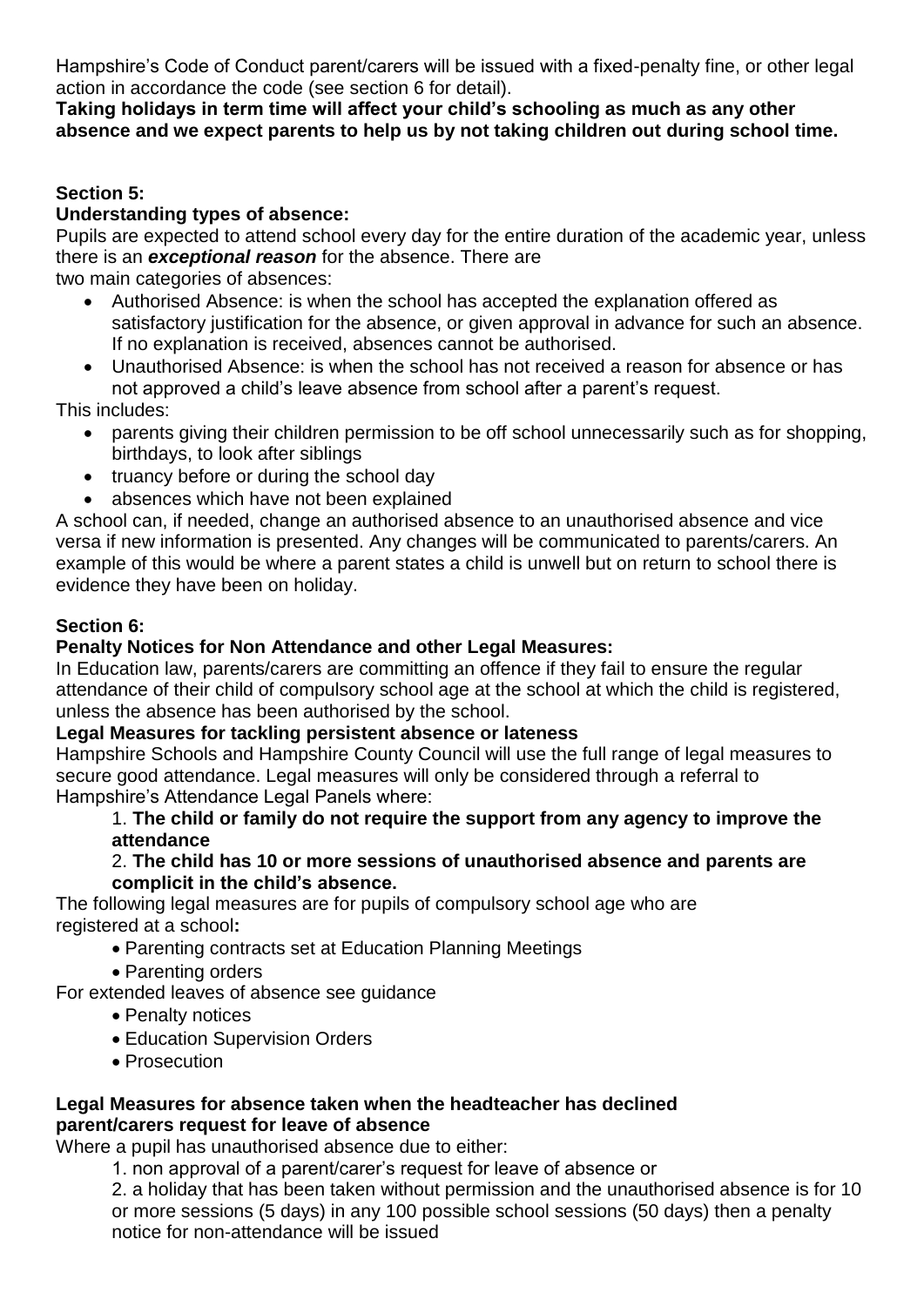Hampshire's Code of Conduct parent/carers will be issued with a fixed-penalty fine, or other legal action in accordance the code (see section 6 for detail).

**Taking holidays in term time will affect your child's schooling as much as any other absence and we expect parents to help us by not taking children out during school time.**

**Section 5:**

**Understanding types of absence:**

Pupils are expected to attend school every day for the entire duration of the academic year, unless there is an ***exceptional reason*** for the absence. There are two main categories of absences:

- Authorised Absence: is when the school has accepted the explanation offered as satisfactory justification for the absence, or given approval in advance for such an absence. If no explanation is received, absences cannot be authorised.
- Unauthorised Absence: is when the school has not received a reason for absence or has not approved a child's leave absence from school after a parent's request.

This includes:

- parents giving their children permission to be off school unnecessarily such as for shopping, birthdays, to look after siblings
- truancy before or during the school day
- absences which have not been explained

A school can, if needed, change an authorised absence to an unauthorised absence and vice versa if new information is presented. Any changes will be communicated to parents/carers. An example of this would be where a parent states a child is unwell but on return to school there is evidence they have been on holiday.

**Section 6:**

**Penalty Notices for Non Attendance and other Legal Measures:**

In Education law, parents/carers are committing an offence if they fail to ensure the regular attendance of their child of compulsory school age at the school at which the child is registered, unless the absence has been authorised by the school.

**Legal Measures for tackling persistent absence or lateness**

Hampshire Schools and Hampshire County Council will use the full range of legal measures to secure good attendance. Legal measures will only be considered through a referral to Hampshire's Attendance Legal Panels where:

1. **The child or family do not require the support from any agency to improve the attendance**
2. **The child has 10 or more sessions of unauthorised absence and parents are complicit in the child's absence.**

The following legal measures are for pupils of compulsory school age who are registered at a school**:**

- Parenting contracts set at Education Planning Meetings
- Parenting orders

For extended leaves of absence see guidance

- Penalty notices
- Education Supervision Orders
- Prosecution

**Legal Measures for absence taken when the headteacher has declined parent/carers request for leave of absence**

Where a pupil has unauthorised absence due to either:

1. non approval of a parent/carer's request for leave of absence or
2. a holiday that has been taken without permission and the unauthorised absence is for 10 or more sessions (5 days) in any 100 possible school sessions (50 days) then a penalty notice for non-attendance will be issued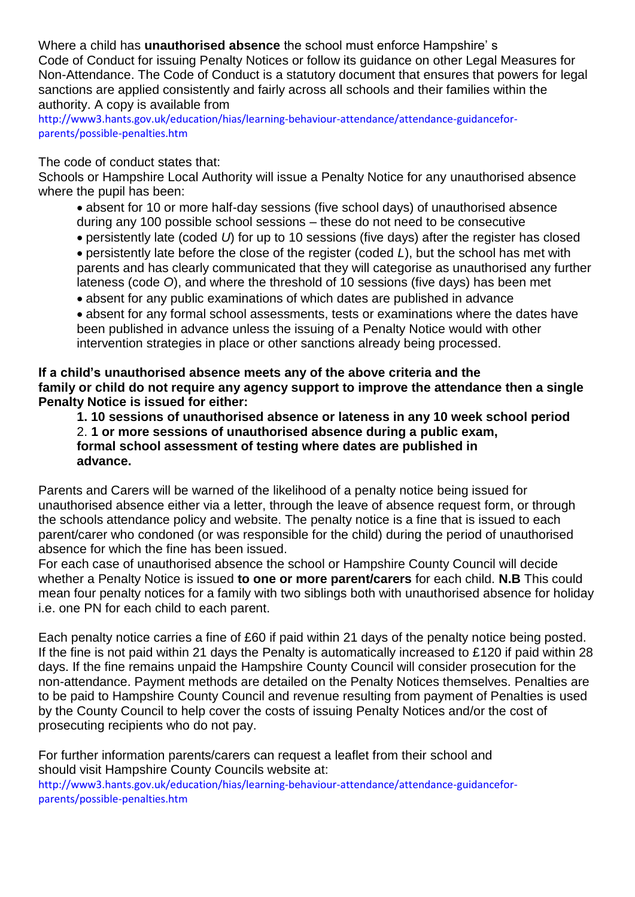Where a child has **unauthorised absence** the school must enforce Hampshire' s Code of Conduct for issuing Penalty Notices or follow its guidance on other Legal Measures for Non-Attendance. The Code of Conduct is a statutory document that ensures that powers for legal sanctions are applied consistently and fairly across all schools and their families within the authority. A copy is available from
http://www3.hants.gov.uk/education/hias/learning-behaviour-attendance/attendance-guidancefor-parents/possible-penalties.htm

The code of conduct states that:
Schools or Hampshire Local Authority will issue a Penalty Notice for any unauthorised absence where the pupil has been:

- absent for 10 or more half-day sessions (five school days) of unauthorised absence during any 100 possible school sessions – these do not need to be consecutive
- persistently late (coded *U*) for up to 10 sessions (five days) after the register has closed
- persistently late before the close of the register (coded *L*), but the school has met with parents and has clearly communicated that they will categorise as unauthorised any further lateness (code *O*), and where the threshold of 10 sessions (five days) has been met
- absent for any public examinations of which dates are published in advance
- absent for any formal school assessments, tests or examinations where the dates have been published in advance unless the issuing of a Penalty Notice would with other intervention strategies in place or other sanctions already being processed.

**If a child's unauthorised absence meets any of the above criteria and the family or child do not require any agency support to improve the attendance then a single Penalty Notice is issued for either:**

1. **10 sessions of unauthorised absence or lateness in any 10 week school period**
2. **1 or more sessions of unauthorised absence during a public exam, formal school assessment of testing where dates are published in advance.**

Parents and Carers will be warned of the likelihood of a penalty notice being issued for unauthorised absence either via a letter, through the leave of absence request form, or through the schools attendance policy and website. The penalty notice is a fine that is issued to each parent/carer who condoned (or was responsible for the child) during the period of unauthorised absence for which the fine has been issued.
For each case of unauthorised absence the school or Hampshire County Council will decide whether a Penalty Notice is issued **to one or more parent/carers** for each child. **N.B** This could mean four penalty notices for a family with two siblings both with unauthorised absence for holiday i.e. one PN for each child to each parent.

Each penalty notice carries a fine of £60 if paid within 21 days of the penalty notice being posted. If the fine is not paid within 21 days the Penalty is automatically increased to £120 if paid within 28 days. If the fine remains unpaid the Hampshire County Council will consider prosecution for the non-attendance. Payment methods are detailed on the Penalty Notices themselves. Penalties are to be paid to Hampshire County Council and revenue resulting from payment of Penalties is used by the County Council to help cover the costs of issuing Penalty Notices and/or the cost of prosecuting recipients who do not pay.

For further information parents/carers can request a leaflet from their school and should visit Hampshire County Councils website at:
http://www3.hants.gov.uk/education/hias/learning-behaviour-attendance/attendance-guidancefor-parents/possible-penalties.htm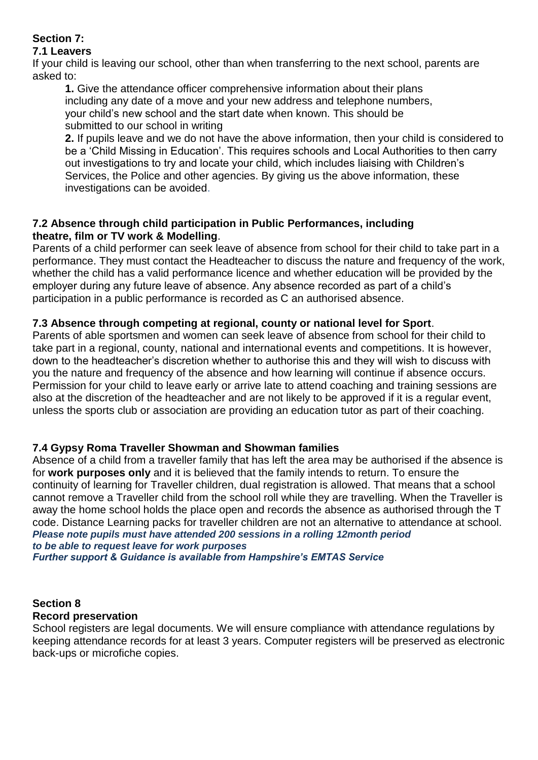## Section 7:

### 7.1 Leavers

If your child is leaving our school, other than when transferring to the next school, parents are asked to:

**1.** Give the attendance officer comprehensive information about their plans including any date of a move and your new address and telephone numbers, your child's new school and the start date when known. This should be submitted to our school in writing

**2.** If pupils leave and we do not have the above information, then your child is considered to be a 'Child Missing in Education'. This requires schools and Local Authorities to then carry out investigations to try and locate your child, which includes liaising with Children's Services, the Police and other agencies. By giving us the above information, these investigations can be avoided.

### 7.2 Absence through child participation in Public Performances, including theatre, film or TV work & Modelling.

Parents of a child performer can seek leave of absence from school for their child to take part in a performance. They must contact the Headteacher to discuss the nature and frequency of the work, whether the child has a valid performance licence and whether education will be provided by the employer during any future leave of absence. Any absence recorded as part of a child's participation in a public performance is recorded as C an authorised absence.

### 7.3 Absence through competing at regional, county or national level for Sport.

Parents of able sportsmen and women can seek leave of absence from school for their child to take part in a regional, county, national and international events and competitions. It is however, down to the headteacher's discretion whether to authorise this and they will wish to discuss with you the nature and frequency of the absence and how learning will continue if absence occurs. Permission for your child to leave early or arrive late to attend coaching and training sessions are also at the discretion of the headteacher and are not likely to be approved if it is a regular event, unless the sports club or association are providing an education tutor as part of their coaching.

### 7.4 Gypsy Roma Traveller Showman and Showman families

Absence of a child from a traveller family that has left the area may be authorised if the absence is for **work purposes only** and it is believed that the family intends to return. To ensure the continuity of learning for Traveller children, dual registration is allowed. That means that a school cannot remove a Traveller child from the school roll while they are travelling. When the Traveller is away the home school holds the place open and records the absence as authorised through the T code. Distance Learning packs for traveller children are not an alternative to attendance at school.

***Please note pupils must have attended 200 sessions in a rolling 12month period to be able to request leave for work purposes***

***Further support & Guidance is available from Hampshire's EMTAS Service***

## Section 8

### Record preservation

School registers are legal documents. We will ensure compliance with attendance regulations by keeping attendance records for at least 3 years. Computer registers will be preserved as electronic back-ups or microfiche copies.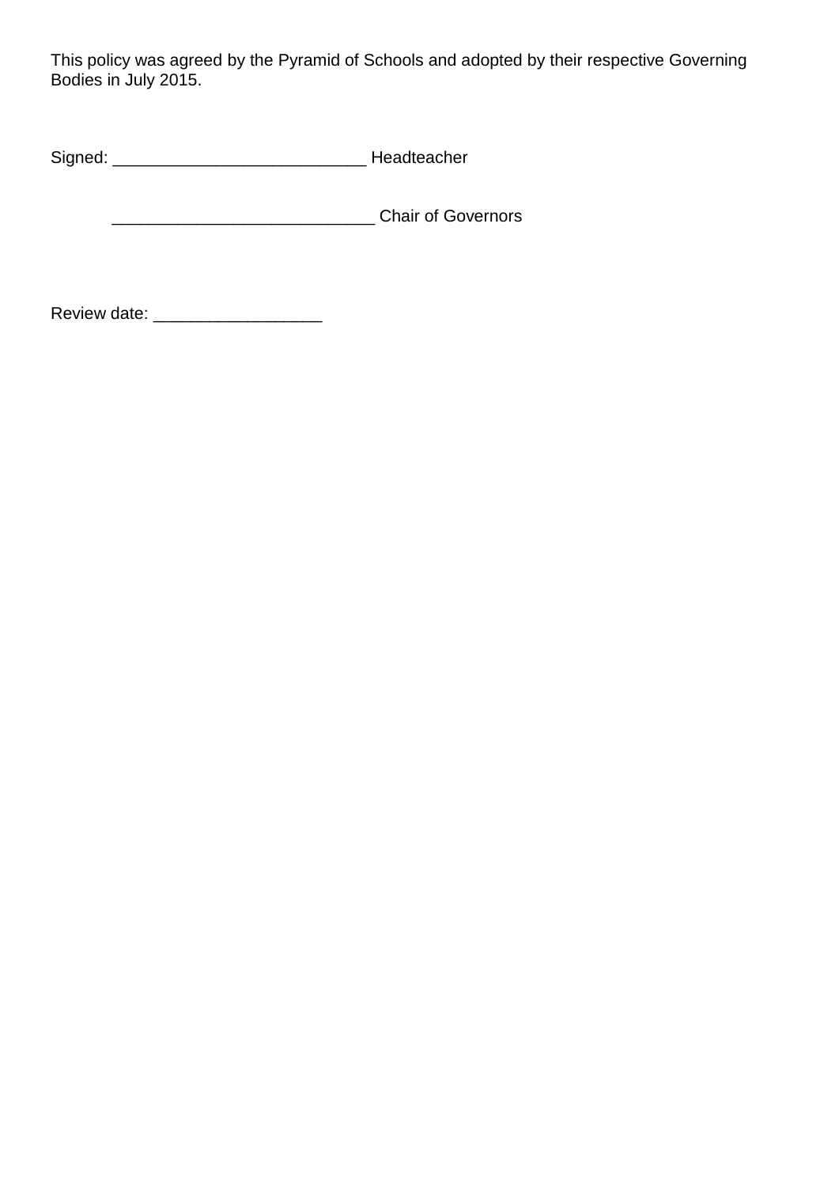This policy was agreed by the Pyramid of Schools and adopted by their respective Governing Bodies in July 2015.

Signed: ___________________________ Headteacher

___________________________ Chair of Governors

Review date: __________________